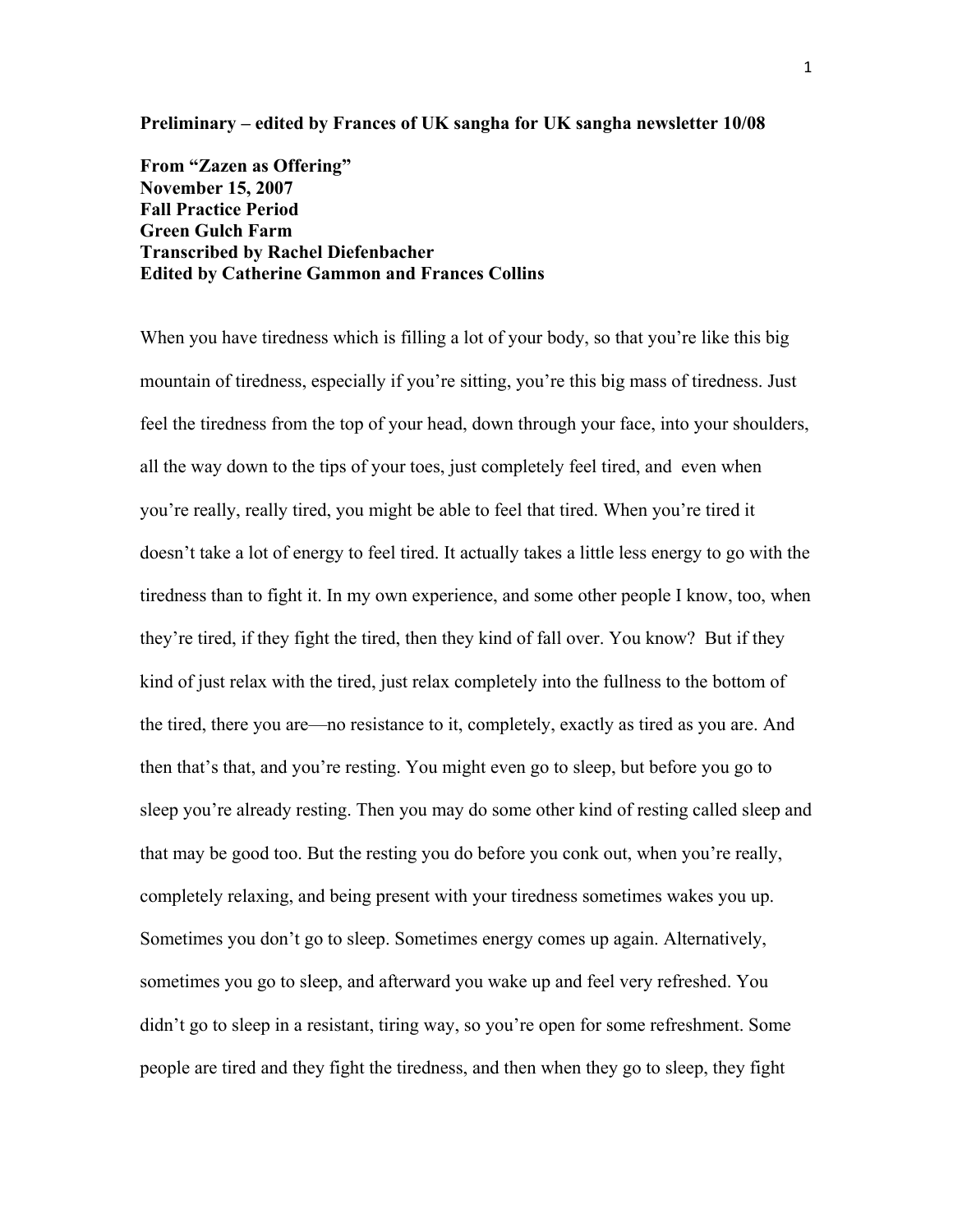**Preliminary – edited by Frances of UK sangha for UK sangha newsletter 10/08**

**From "Zazen as Offering"**
**November 15, 2007**
**Fall Practice Period**
**Green Gulch Farm**
**Transcribed by Rachel Diefenbacher**
**Edited by Catherine Gammon and Frances Collins**

When you have tiredness which is filling a lot of your body, so that you're like this big mountain of tiredness, especially if you're sitting, you're this big mass of tiredness. Just feel the tiredness from the top of your head, down through your face, into your shoulders, all the way down to the tips of your toes, just completely feel tired, and even when you're really, really tired, you might be able to feel that tired. When you're tired it doesn't take a lot of energy to feel tired. It actually takes a little less energy to go with the tiredness than to fight it. In my own experience, and some other people I know, too, when they're tired, if they fight the tired, then they kind of fall over. You know? But if they kind of just relax with the tired, just relax completely into the fullness to the bottom of the tired, there you are—no resistance to it, completely, exactly as tired as you are. And then that's that, and you're resting. You might even go to sleep, but before you go to sleep you're already resting. Then you may do some other kind of resting called sleep and that may be good too. But the resting you do before you conk out, when you're really, completely relaxing, and being present with your tiredness sometimes wakes you up. Sometimes you don't go to sleep. Sometimes energy comes up again. Alternatively, sometimes you go to sleep, and afterward you wake up and feel very refreshed. You didn't go to sleep in a resistant, tiring way, so you're open for some refreshment. Some people are tired and they fight the tiredness, and then when they go to sleep, they fight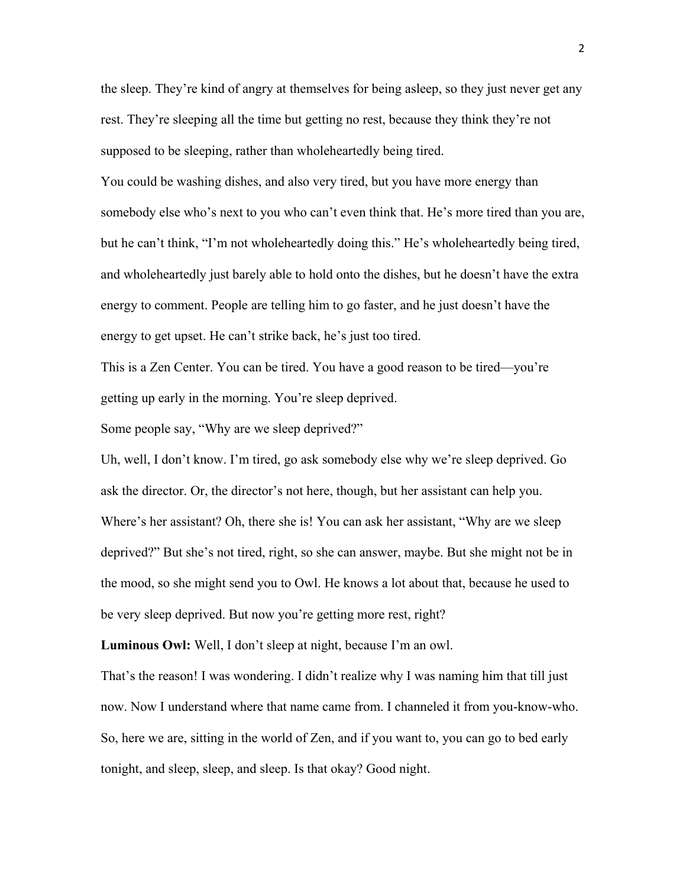the sleep. They're kind of angry at themselves for being asleep, so they just never get any rest. They're sleeping all the time but getting no rest, because they think they're not supposed to be sleeping, rather than wholeheartedly being tired.

You could be washing dishes, and also very tired, but you have more energy than somebody else who's next to you who can't even think that. He's more tired than you are, but he can't think, "I'm not wholeheartedly doing this." He's wholeheartedly being tired, and wholeheartedly just barely able to hold onto the dishes, but he doesn't have the extra energy to comment. People are telling him to go faster, and he just doesn't have the energy to get upset. He can't strike back, he's just too tired.

This is a Zen Center. You can be tired. You have a good reason to be tired—you're getting up early in the morning. You're sleep deprived.

Some people say, "Why are we sleep deprived?"

Uh, well, I don't know. I'm tired, go ask somebody else why we're sleep deprived. Go ask the director. Or, the director's not here, though, but her assistant can help you. Where's her assistant? Oh, there she is! You can ask her assistant, "Why are we sleep deprived?" But she's not tired, right, so she can answer, maybe. But she might not be in the mood, so she might send you to Owl. He knows a lot about that, because he used to be very sleep deprived. But now you're getting more rest, right?

**Luminous Owl:** Well, I don't sleep at night, because I'm an owl.

That's the reason! I was wondering. I didn't realize why I was naming him that till just now. Now I understand where that name came from. I channeled it from you-know-who. So, here we are, sitting in the world of Zen, and if you want to, you can go to bed early tonight, and sleep, sleep, and sleep. Is that okay? Good night.